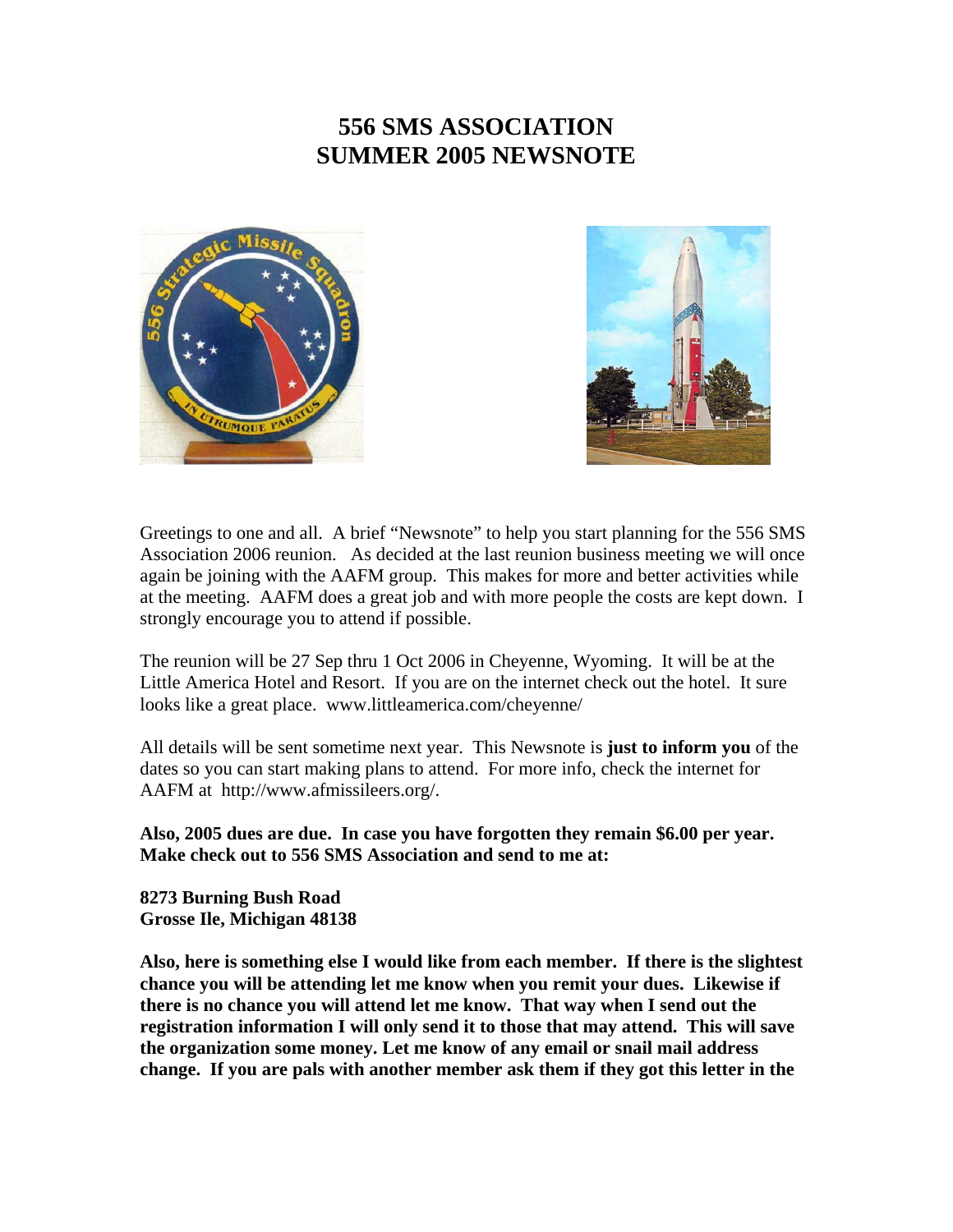# 556 SMS ASSOCIATION
# SUMMER 2005 NEWSNOTE

Greetings to one and all. A brief "Newsnote" to help you start planning for the 556 SMS Association 2006 reunion. As decided at the last reunion business meeting we will once again be joining with the AAFM group. This makes for more and better activities while at the meeting. AAFM does a great job and with more people the costs are kept down. I strongly encourage you to attend if possible.

The reunion will be 27 Sep thru 1 Oct 2006 in Cheyenne, Wyoming. It will be at the Little America Hotel and Resort. If you are on the internet check out the hotel. It sure looks like a great place. www.littleamerica.com/cheyenne/

All details will be sent sometime next year. This Newsnote is **just to inform you** of the dates so you can start making plans to attend. For more info, check the internet for AAFM at http://www.afmissileers.org/.

**Also, 2005 dues are due. In case you have forgotten they remain $6.00 per year. Make check out to 556 SMS Association and send to me at:**

**8273 Burning Bush Road**
**Grosse Ile, Michigan 48138**

**Also, here is something else I would like from each member. If there is the slightest chance you will be attending let me know when you remit your dues. Likewise if there is no chance you will attend let me know. That way when I send out the registration information I will only send it to those that may attend. This will save the organization some money. Let me know of any email or snail mail address change. If you are pals with another member ask them if they got this letter in the**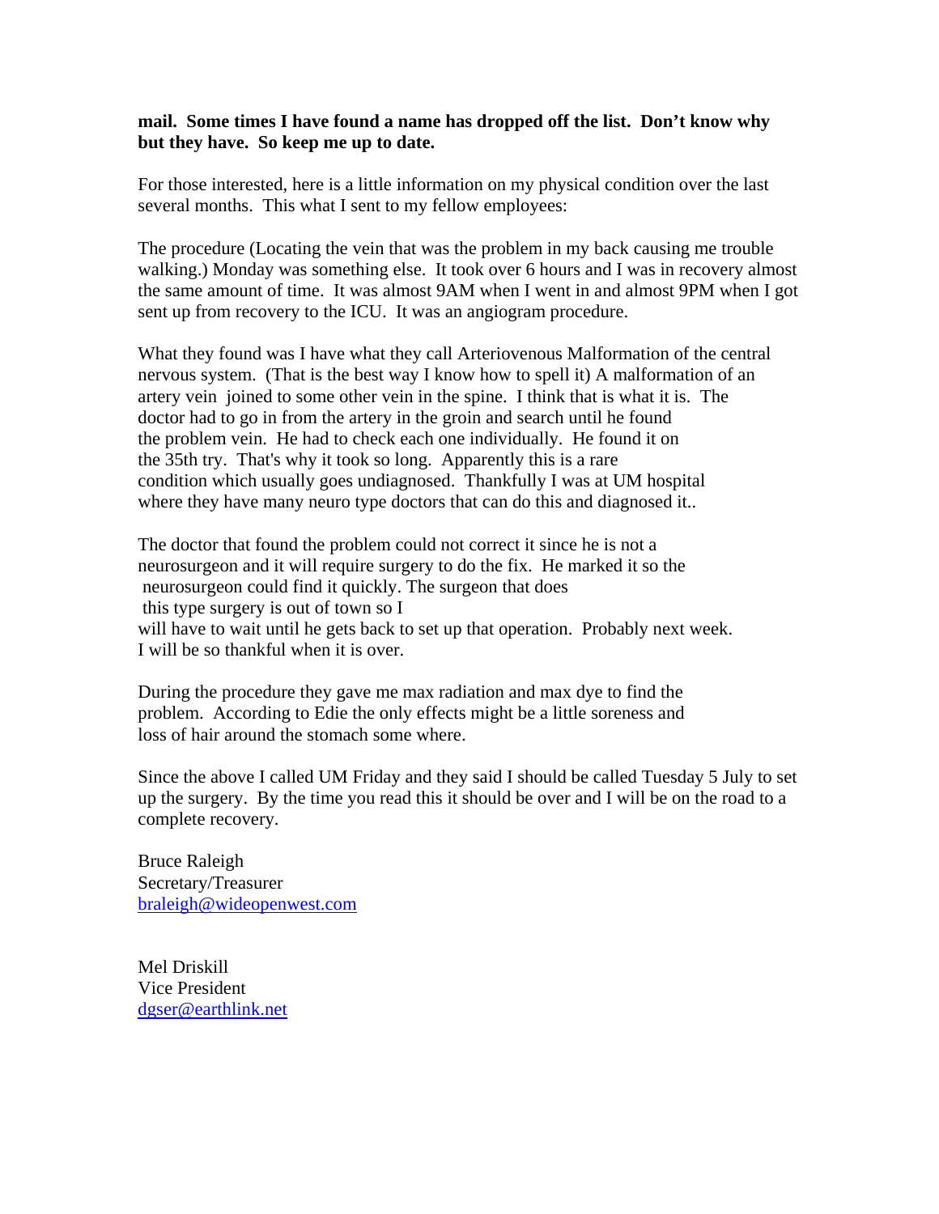**mail. Some times I have found a name has dropped off the list. Don't know why but they have. So keep me up to date.**

For those interested, here is a little information on my physical condition over the last several months. This what I sent to my fellow employees:

The procedure (Locating the vein that was the problem in my back causing me trouble walking.) Monday was something else. It took over 6 hours and I was in recovery almost the same amount of time. It was almost 9AM when I went in and almost 9PM when I got sent up from recovery to the ICU. It was an angiogram procedure.

What they found was I have what they call Arteriovenous Malformation of the central nervous system. (That is the best way I know how to spell it) A malformation of an artery vein joined to some other vein in the spine. I think that is what it is. The doctor had to go in from the artery in the groin and search until he found the problem vein. He had to check each one individually. He found it on the 35th try. That's why it took so long. Apparently this is a rare condition which usually goes undiagnosed. Thankfully I was at UM hospital where they have many neuro type doctors that can do this and diagnosed it..

The doctor that found the problem could not correct it since he is not a neurosurgeon and it will require surgery to do the fix. He marked it so the neurosurgeon could find it quickly. The surgeon that does this type surgery is out of town so I will have to wait until he gets back to set up that operation. Probably next week. I will be so thankful when it is over.

During the procedure they gave me max radiation and max dye to find the problem. According to Edie the only effects might be a little soreness and loss of hair around the stomach some where.

Since the above I called UM Friday and they said I should be called Tuesday 5 July to set up the surgery. By the time you read this it should be over and I will be on the road to a complete recovery.

Bruce Raleigh
Secretary/Treasurer
braleigh@wideopenwest.com

Mel Driskill
Vice President
dgser@earthlink.net